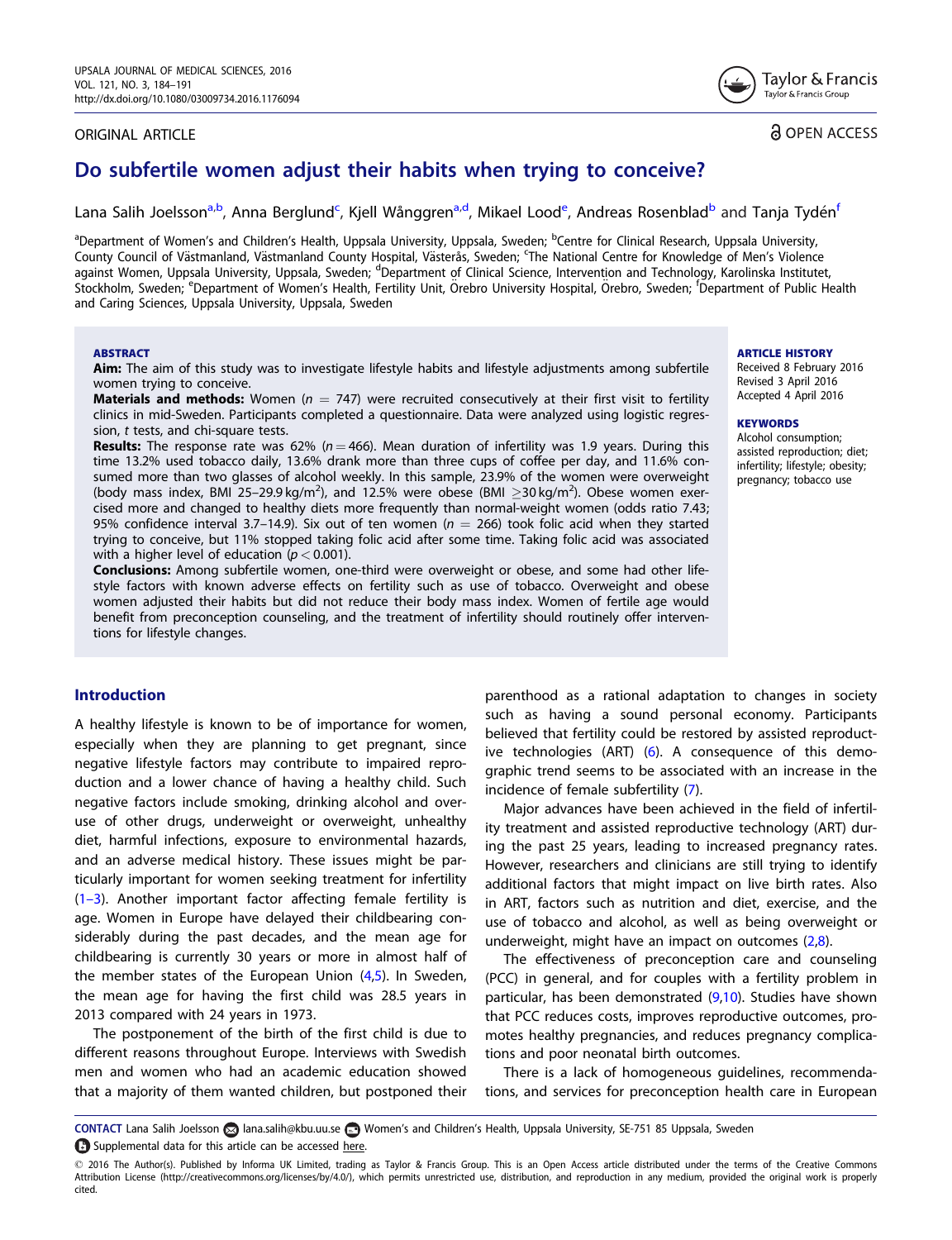ORIGINAL ARTICLE

OPEN ACCESS

# Do subfertile women adjust their habits when trying to conceive?

Lana Salih Joelsson[a,b], Anna Berglund[c], Kjell Wånggren[a,d], Mikael Lood[e], Andreas Rosenblad[b] and Tanja Tydén[f]

[a]Department of Women's and Children's Health, Uppsala University, Uppsala, Sweden; [b]Centre for Clinical Research, Uppsala University, County Council of Västmanland, Västmanland County Hospital, Västerås, Sweden; [c]The National Centre for Knowledge of Men's Violence against Women, Uppsala University, Uppsala, Sweden; [d]Department of Clinical Science, Intervention and Technology, Karolinska Institutet, Stockholm, Sweden; [e]Department of Women's Health, Fertility Unit, Örebro University Hospital, Örebro, Sweden; [f]Department of Public Health and Caring Sciences, Uppsala University, Uppsala, Sweden

## ABSTRACT

**Aim:** The aim of this study was to investigate lifestyle habits and lifestyle adjustments among subfertile women trying to conceive.

**Materials and methods:** Women ($n$ = 747) were recruited consecutively at their first visit to fertility clinics in mid-Sweden. Participants completed a questionnaire. Data were analyzed using logistic regression, *t* tests, and chi-square tests.

**Results:** The response rate was 62% ($n = 466$). Mean duration of infertility was 1.9 years. During this time 13.2% used tobacco daily, 13.6% drank more than three cups of coffee per day, and 11.6% consumed more than two glasses of alcohol weekly. In this sample, 23.9% of the women were overweight (body mass index, BMI 25–29.9 kg/m$^2$), and 12.5% were obese (BMI ≥30 kg/m$^2$). Obese women exercised more and changed to healthy diets more frequently than normal-weight women (odds ratio 7.43; 95% confidence interval 3.7–14.9). Six out of ten women ($n$ = 266) took folic acid when they started trying to conceive, but 11% stopped taking folic acid after some time. Taking folic acid was associated with a higher level of education ($p < 0.001$).

**Conclusions:** Among subfertile women, one-third were overweight or obese, and some had other lifestyle factors with known adverse effects on fertility such as use of tobacco. Overweight and obese women adjusted their habits but did not reduce their body mass index. Women of fertile age would benefit from preconception counseling, and the treatment of infertility should routinely offer interventions for lifestyle changes.

**ARTICLE HISTORY**
Received 8 February 2016
Revised 3 April 2016
Accepted 4 April 2016

**KEYWORDS**
Alcohol consumption; assisted reproduction; diet; infertility; lifestyle; obesity; pregnancy; tobacco use

## Introduction

A healthy lifestyle is known to be of importance for women, especially when they are planning to get pregnant, since negative lifestyle factors may contribute to impaired reproduction and a lower chance of having a healthy child. Such negative factors include smoking, drinking alcohol and overuse of other drugs, underweight or overweight, unhealthy diet, harmful infections, exposure to environmental hazards, and an adverse medical history. These issues might be particularly important for women seeking treatment for infertility (1–3). Another important factor affecting female fertility is age. Women in Europe have delayed their childbearing considerably during the past decades, and the mean age for childbearing is currently 30 years or more in almost half of the member states of the European Union (4,5). In Sweden, the mean age for having the first child was 28.5 years in 2013 compared with 24 years in 1973.

The postponement of the birth of the first child is due to different reasons throughout Europe. Interviews with Swedish men and women who had an academic education showed that a majority of them wanted children, but postponed their parenthood as a rational adaptation to changes in society such as having a sound personal economy. Participants believed that fertility could be restored by assisted reproductive technologies (ART) (6). A consequence of this demographic trend seems to be associated with an increase in the incidence of female subfertility (7).

Major advances have been achieved in the field of infertility treatment and assisted reproductive technology (ART) during the past 25 years, leading to increased pregnancy rates. However, researchers and clinicians are still trying to identify additional factors that might impact on live birth rates. Also in ART, factors such as nutrition and diet, exercise, and the use of tobacco and alcohol, as well as being overweight or underweight, might have an impact on outcomes (2,8).

The effectiveness of preconception care and counseling (PCC) in general, and for couples with a fertility problem in particular, has been demonstrated (9,10). Studies have shown that PCC reduces costs, improves reproductive outcomes, promotes healthy pregnancies, and reduces pregnancy complications and poor neonatal birth outcomes.

There is a lack of homogeneous guidelines, recommendations, and services for preconception health care in European

CONTACT Lana Salih Joelsson lana.salih@kbu.uu.se Women's and Children's Health, Uppsala University, SE-751 85 Uppsala, Sweden

Supplemental data for this article can be accessed here.

© 2016 The Author(s). Published by Informa UK Limited, trading as Taylor & Francis Group. This is an Open Access article distributed under the terms of the Creative Commons Attribution License (http://creativecommons.org/licenses/by/4.0/), which permits unrestricted use, distribution, and reproduction in any medium, provided the original work is properly cited.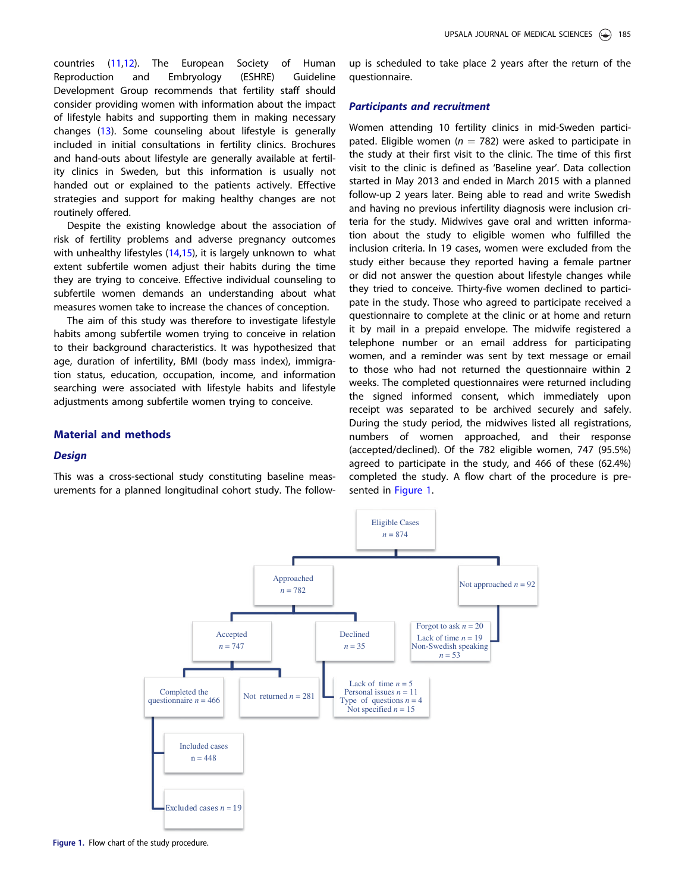countries (11,12). The European Society of Human Reproduction and Embryology (ESHRE) Guideline Development Group recommends that fertility staff should consider providing women with information about the impact of lifestyle habits and supporting them in making necessary changes (13). Some counseling about lifestyle is generally included in initial consultations in fertility clinics. Brochures and hand-outs about lifestyle are generally available at fertility clinics in Sweden, but this information is usually not handed out or explained to the patients actively. Effective strategies and support for making healthy changes are not routinely offered.

Despite the existing knowledge about the association of risk of fertility problems and adverse pregnancy outcomes with unhealthy lifestyles (14,15), it is largely unknown to what extent subfertile women adjust their habits during the time they are trying to conceive. Effective individual counseling to subfertile women demands an understanding about what measures women take to increase the chances of conception.

The aim of this study was therefore to investigate lifestyle habits among subfertile women trying to conceive in relation to their background characteristics. It was hypothesized that age, duration of infertility, BMI (body mass index), immigration status, education, occupation, income, and information searching were associated with lifestyle habits and lifestyle adjustments among subfertile women trying to conceive.

## Material and methods

### Design

This was a cross-sectional study constituting baseline measurements for a planned longitudinal cohort study. The follow-up is scheduled to take place 2 years after the return of the questionnaire.

### Participants and recruitment

Women attending 10 fertility clinics in mid-Sweden participated. Eligible women ($n$ = 782) were asked to participate in the study at their first visit to the clinic. The time of this first visit to the clinic is defined as 'Baseline year'. Data collection started in May 2013 and ended in March 2015 with a planned follow-up 2 years later. Being able to read and write Swedish and having no previous infertility diagnosis were inclusion criteria for the study. Midwives gave oral and written information about the study to eligible women who fulfilled the inclusion criteria. In 19 cases, women were excluded from the study either because they reported having a female partner or did not answer the question about lifestyle changes while they tried to conceive. Thirty-five women declined to participate in the study. Those who agreed to participate received a questionnaire to complete at the clinic or at home and return it by mail in a prepaid envelope. The midwife registered a telephone number or an email address for participating women, and a reminder was sent by text message or email to those who had not returned the questionnaire within 2 weeks. The completed questionnaires were returned including the signed informed consent, which immediately upon receipt was separated to be archived securely and safely. During the study period, the midwives listed all registrations, numbers of women approached, and their response (accepted/declined). Of the 782 eligible women, 747 (95.5%) agreed to participate in the study, and 466 of these (62.4%) completed the study. A flow chart of the procedure is presented in Figure 1.

Eligible Cases $n$ = 874
- Approached $n$ = 782
  - Accepted $n$ = 747
    - Completed the questionnaire $n$ = 466
      - Included cases n = 448
      - Excluded cases $n$ = 19
    - Not returned $n$ = 281
  - Declined $n$ = 35
    - Lack of time $n$ = 5; Personal issues $n$ = 11; Type of questions $n$ = 4; Not specified $n$ = 15
- Not approached $n$ = 92
  - Forgot to ask $n$ = 20; Lack of time $n$ = 19; Non-Swedish speaking $n$ = 53

Figure 1. Flow chart of the study procedure.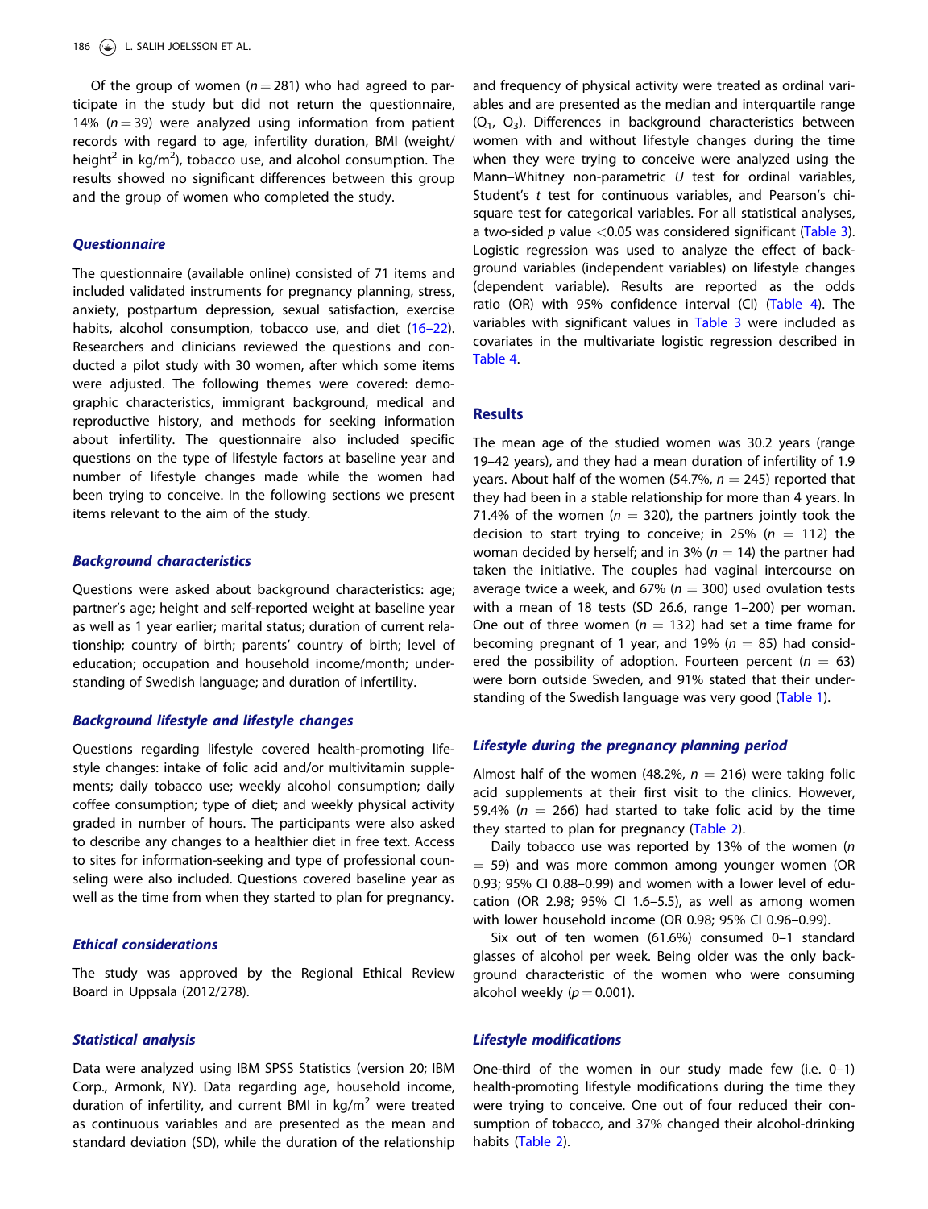Of the group of women ($n = 281$) who had agreed to participate in the study but did not return the questionnaire, 14% ($n = 39$) were analyzed using information from patient records with regard to age, infertility duration, BMI (weight/height$^2$ in kg/m$^2$), tobacco use, and alcohol consumption. The results showed no significant differences between this group and the group of women who completed the study.

### *Questionnaire*

The questionnaire (available online) consisted of 71 items and included validated instruments for pregnancy planning, stress, anxiety, postpartum depression, sexual satisfaction, exercise habits, alcohol consumption, tobacco use, and diet (16–22). Researchers and clinicians reviewed the questions and conducted a pilot study with 30 women, after which some items were adjusted. The following themes were covered: demographic characteristics, immigrant background, medical and reproductive history, and methods for seeking information about infertility. The questionnaire also included specific questions on the type of lifestyle factors at baseline year and number of lifestyle changes made while the women had been trying to conceive. In the following sections we present items relevant to the aim of the study.

### *Background characteristics*

Questions were asked about background characteristics: age; partner's age; height and self-reported weight at baseline year as well as 1 year earlier; marital status; duration of current relationship; country of birth; parents' country of birth; level of education; occupation and household income/month; understanding of Swedish language; and duration of infertility.

### *Background lifestyle and lifestyle changes*

Questions regarding lifestyle covered health-promoting lifestyle changes: intake of folic acid and/or multivitamin supplements; daily tobacco use; weekly alcohol consumption; daily coffee consumption; type of diet; and weekly physical activity graded in number of hours. The participants were also asked to describe any changes to a healthier diet in free text. Access to sites for information-seeking and type of professional counseling were also included. Questions covered baseline year as well as the time from when they started to plan for pregnancy.

### *Ethical considerations*

The study was approved by the Regional Ethical Review Board in Uppsala (2012/278).

### *Statistical analysis*

Data were analyzed using IBM SPSS Statistics (version 20; IBM Corp., Armonk, NY). Data regarding age, household income, duration of infertility, and current BMI in kg/m$^2$ were treated as continuous variables and are presented as the mean and standard deviation (SD), while the duration of the relationship and frequency of physical activity were treated as ordinal variables and are presented as the median and interquartile range ($Q_1$, $Q_3$). Differences in background characteristics between women with and without lifestyle changes during the time when they were trying to conceive were analyzed using the Mann–Whitney non-parametric $U$ test for ordinal variables, Student's $t$ test for continuous variables, and Pearson's chi-square test for categorical variables. For all statistical analyses, a two-sided $p$ value $<0.05$ was considered significant (Table 3). Logistic regression was used to analyze the effect of background variables (independent variables) on lifestyle changes (dependent variable). Results are reported as the odds ratio (OR) with 95% confidence interval (CI) (Table 4). The variables with significant values in Table 3 were included as covariates in the multivariate logistic regression described in Table 4.

## Results

The mean age of the studied women was 30.2 years (range 19–42 years), and they had a mean duration of infertility of 1.9 years. About half of the women (54.7%, $n = 245$) reported that they had been in a stable relationship for more than 4 years. In 71.4% of the women ($n = 320$), the partners jointly took the decision to start trying to conceive; in 25% ($n = 112$) the woman decided by herself; and in 3% ($n = 14$) the partner had taken the initiative. The couples had vaginal intercourse on average twice a week, and 67% ($n = 300$) used ovulation tests with a mean of 18 tests (SD 26.6, range 1–200) per woman. One out of three women ($n = 132$) had set a time frame for becoming pregnant of 1 year, and 19% ($n = 85$) had considered the possibility of adoption. Fourteen percent ($n = 63$) were born outside Sweden, and 91% stated that their understanding of the Swedish language was very good (Table 1).

### *Lifestyle during the pregnancy planning period*

Almost half of the women (48.2%, $n = 216$) were taking folic acid supplements at their first visit to the clinics. However, 59.4% ($n = 266$) had started to take folic acid by the time they started to plan for pregnancy (Table 2).

Daily tobacco use was reported by 13% of the women ($n = 59$) and was more common among younger women (OR 0.93; 95% CI 0.88–0.99) and women with a lower level of education (OR 2.98; 95% CI 1.6–5.5), as well as among women with lower household income (OR 0.98; 95% CI 0.96–0.99).

Six out of ten women (61.6%) consumed 0–1 standard glasses of alcohol per week. Being older was the only background characteristic of the women who were consuming alcohol weekly ($p = 0.001$).

### *Lifestyle modifications*

One-third of the women in our study made few (i.e. 0–1) health-promoting lifestyle modifications during the time they were trying to conceive. One out of four reduced their consumption of tobacco, and 37% changed their alcohol-drinking habits (Table 2).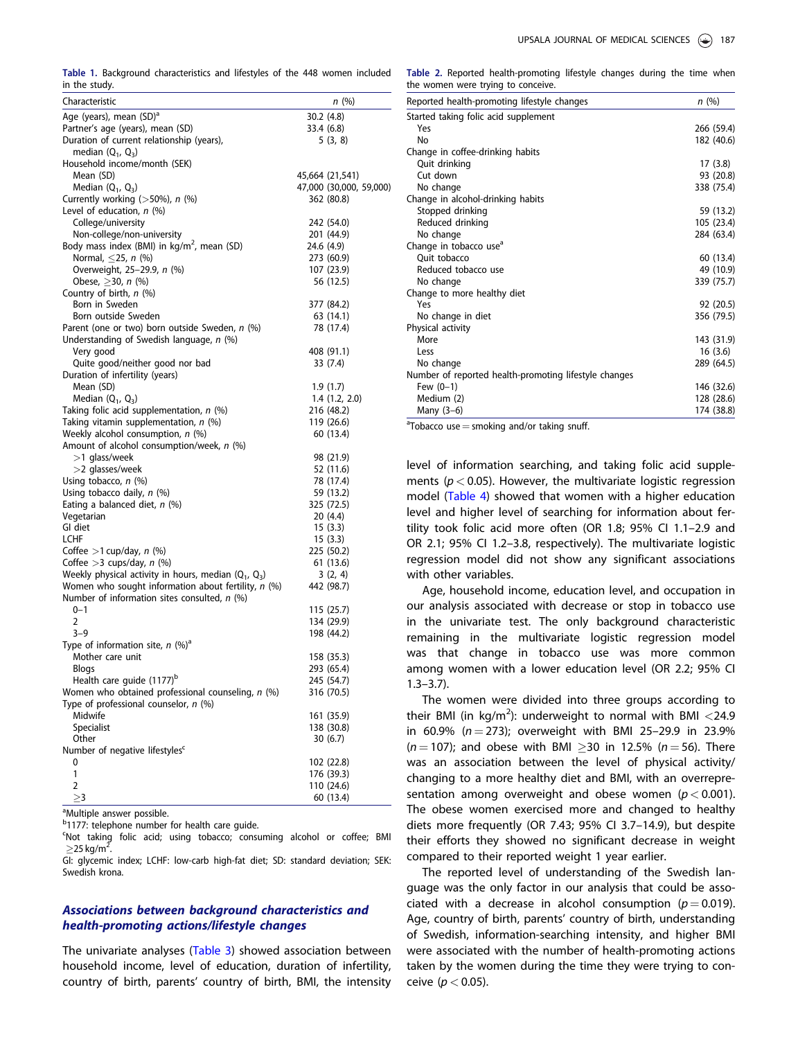**Table 1.** Background characteristics and lifestyles of the 448 women included in the study.

| Characteristic | n (%) |
|---|---|
| Age (years), mean (SD)[a] | 30.2 (4.8) |
| Partner's age (years), mean (SD) | 33.4 (6.8) |
| Duration of current relationship (years), median ($Q_1$, $Q_3$) | 5 (3, 8) |
| Household income/month (SEK) | |
| Mean (SD) | 45,664 (21,541) |
| Median ($Q_1$, $Q_3$) | 47,000 (30,000, 59,000) |
| Currently working (>50%), n (%) | 362 (80.8) |
| Level of education, n (%) | |
| College/university | 242 (54.0) |
| Non-college/non-university | 201 (44.9) |
| Body mass index (BMI) in kg/m$^2$, mean (SD) | 24.6 (4.9) |
| Normal, ≤25, n (%) | 273 (60.9) |
| Overweight, 25–29.9, n (%) | 107 (23.9) |
| Obese, ≥30, n (%) | 56 (12.5) |
| Country of birth, n (%) | |
| Born in Sweden | 377 (84.2) |
| Born outside Sweden | 63 (14.1) |
| Parent (one or two) born outside Sweden, n (%) | 78 (17.4) |
| Understanding of Swedish language, n (%) | |
| Very good | 408 (91.1) |
| Quite good/neither good nor bad | 33 (7.4) |
| Duration of infertility (years) | |
| Mean (SD) | 1.9 (1.7) |
| Median ($Q_1$, $Q_3$) | 1.4 (1.2, 2.0) |
| Taking folic acid supplementation, n (%) | 216 (48.2) |
| Taking vitamin supplementation, n (%) | 119 (26.6) |
| Weekly alcohol consumption, n (%) | 60 (13.4) |
| Amount of alcohol consumption/week, n (%) | |
| >1 glass/week | 98 (21.9) |
| >2 glasses/week | 52 (11.6) |
| Using tobacco, n (%) | 78 (17.4) |
| Using tobacco daily, n (%) | 59 (13.2) |
| Eating a balanced diet, n (%) | 325 (72.5) |
| Vegetarian | 20 (4.4) |
| GI diet | 15 (3.3) |
| LCHF | 15 (3.3) |
| Coffee >1 cup/day, n (%) | 225 (50.2) |
| Coffee >3 cups/day, n (%) | 61 (13.6) |
| Weekly physical activity in hours, median ($Q_1$, $Q_3$) | 3 (2, 4) |
| Women who sought information about fertility, n (%) | 442 (98.7) |
| Number of information sites consulted, n (%) | |
| 0–1 | 115 (25.7) |
| 2 | 134 (29.9) |
| 3–9 | 198 (44.2) |
| Type of information site, n (%)[a] | |
| Mother care unit | 158 (35.3) |
| Blogs | 293 (65.4) |
| Health care guide (1177)[b] | 245 (54.7) |
| Women who obtained professional counseling, n (%) | 316 (70.5) |
| Type of professional counselor, n (%) | |
| Midwife | 161 (35.9) |
| Specialist | 138 (30.8) |
| Other | 30 (6.7) |
| Number of negative lifestyles[c] | |
| 0 | 102 (22.8) |
| 1 | 176 (39.3) |
| 2 | 110 (24.6) |
| ≥3 | 60 (13.4) |

[a]Multiple answer possible.
[b]1177: telephone number for health care guide.
[c]Not taking folic acid; using tobacco; consuming alcohol or coffee; BMI ≥25 kg/m$^2$.
GI: glycemic index; LCHF: low-carb high-fat diet; SD: standard deviation; SEK: Swedish krona.

### *Associations between background characteristics and health-promoting actions/lifestyle changes*

The univariate analyses (Table 3) showed association between household income, level of education, duration of infertility, country of birth, parents' country of birth, BMI, the intensity level of information searching, and taking folic acid supplements ($p < 0.05$). However, the multivariate logistic regression model (Table 4) showed that women with a higher education level and higher level of searching for information about fertility took folic acid more often (OR 1.8; 95% CI 1.1–2.9 and OR 2.1; 95% CI 1.2–3.8, respectively). The multivariate logistic regression model did not show any significant associations with other variables.

Age, household income, education level, and occupation in our analysis associated with decrease or stop in tobacco use in the univariate test. The only background characteristic remaining in the multivariate logistic regression model was that change in tobacco use was more common among women with a lower education level (OR 2.2; 95% CI 1.3–3.7).

The women were divided into three groups according to their BMI (in kg/m$^2$): underweight to normal with BMI <24.9 in 60.9% ($n = 273$); overweight with BMI 25–29.9 in 23.9% ($n = 107$); and obese with BMI ≥30 in 12.5% ($n = 56$). There was an association between the level of physical activity/changing to a more healthy diet and BMI, with an overrepresentation among overweight and obese women ($p < 0.001$). The obese women exercised more and changed to healthy diets more frequently (OR 7.43; 95% CI 3.7–14.9), but despite their efforts they showed no significant decrease in weight compared to their reported weight 1 year earlier.

The reported level of understanding of the Swedish language was the only factor in our analysis that could be associated with a decrease in alcohol consumption ($p = 0.019$). Age, country of birth, parents' country of birth, understanding of Swedish, information-searching intensity, and higher BMI were associated with the number of health-promoting actions taken by the women during the time they were trying to conceive ($p < 0.05$).

**Table 2.** Reported health-promoting lifestyle changes during the time when the women were trying to conceive.

| Reported health-promoting lifestyle changes | n (%) |
|---|---|
| Started taking folic acid supplement | |
| Yes | 266 (59.4) |
| No | 182 (40.6) |
| Change in coffee-drinking habits | |
| Quit drinking | 17 (3.8) |
| Cut down | 93 (20.8) |
| No change | 338 (75.4) |
| Change in alcohol-drinking habits | |
| Stopped drinking | 59 (13.2) |
| Reduced drinking | 105 (23.4) |
| No change | 284 (63.4) |
| Change in tobacco use[a] | |
| Quit tobacco | 60 (13.4) |
| Reduced tobacco use | 49 (10.9) |
| No change | 339 (75.7) |
| Change to more healthy diet | |
| Yes | 92 (20.5) |
| No change in diet | 356 (79.5) |
| Physical activity | |
| More | 143 (31.9) |
| Less | 16 (3.6) |
| No change | 289 (64.5) |
| Number of reported health-promoting lifestyle changes | |
| Few (0–1) | 146 (32.6) |
| Medium (2) | 128 (28.6) |
| Many (3–6) | 174 (38.8) |

[a]Tobacco use = smoking and/or taking snuff.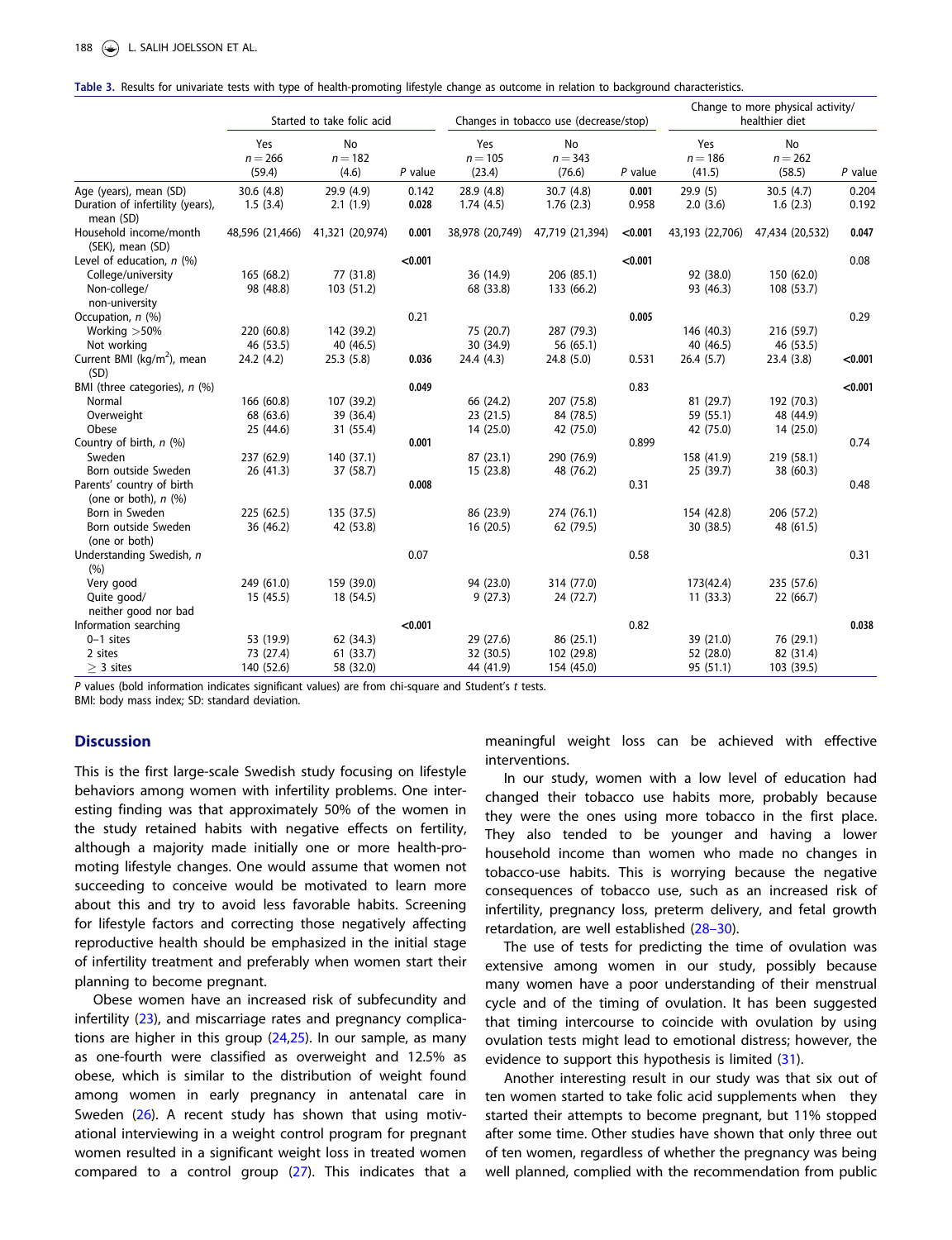**Table 3.** Results for univariate tests with type of health-promoting lifestyle change as outcome in relation to background characteristics.

| | Started to take folic acid | | | Changes in tobacco use (decrease/stop) | | | Change to more physical activity/ healthier diet | | |
|---|---|---|---|---|---|---|---|---|---|
| | Yes $n = 266$ (59.4) | No $n = 182$ (4.6) | *P* value | Yes $n = 105$ (23.4) | No $n = 343$ (76.6) | *P* value | Yes $n = 186$ (41.5) | No $n = 262$ (58.5) | *P* value |
| Age (years), mean (SD) | 30.6 (4.8) | 29.9 (4.9) | 0.142 | 28.9 (4.8) | 30.7 (4.8) | **0.001** | 29.9 (5) | 30.5 (4.7) | 0.204 |
| Duration of infertility (years), mean (SD) | 1.5 (3.4) | 2.1 (1.9) | **0.028** | 1.74 (4.5) | 1.76 (2.3) | 0.958 | 2.0 (3.6) | 1.6 (2.3) | 0.192 |
| Household income/month (SEK), mean (SD) | 48,596 (21,466) | 41,321 (20,974) | **0.001** | 38,978 (20,749) | 47,719 (21,394) | **<0.001** | 43,193 (22,706) | 47,434 (20,532) | **0.047** |
| Level of education, *n* (%) | | | **<0.001** | | | **<0.001** | | | 0.08 |
| College/university | 165 (68.2) | 77 (31.8) | | 36 (14.9) | 206 (85.1) | | 92 (38.0) | 150 (62.0) | |
| Non-college/ non-university | 98 (48.8) | 103 (51.2) | | 68 (33.8) | 133 (66.2) | | 93 (46.3) | 108 (53.7) | |
| Occupation, *n* (%) | | | 0.21 | | | **0.005** | | | 0.29 |
| Working >50% | 220 (60.8) | 142 (39.2) | | 75 (20.7) | 287 (79.3) | | 146 (40.3) | 216 (59.7) | |
| Not working | 46 (53.5) | 40 (46.5) | | 30 (34.9) | 56 (65.1) | | 40 (46.5) | 46 (53.5) | |
| Current BMI (kg/m$^2$), mean (SD) | 24.2 (4.2) | 25.3 (5.8) | **0.036** | 24.4 (4.3) | 24.8 (5.0) | 0.531 | 26.4 (5.7) | 23.4 (3.8) | **<0.001** |
| BMI (three categories), *n* (%) | | | **0.049** | | | 0.83 | | | **<0.001** |
| Normal | 166 (60.8) | 107 (39.2) | | 66 (24.2) | 207 (75.8) | | 81 (29.7) | 192 (70.3) | |
| Overweight | 68 (63.6) | 39 (36.4) | | 23 (21.5) | 84 (78.5) | | 59 (55.1) | 48 (44.9) | |
| Obese | 25 (44.6) | 31 (55.4) | | 14 (25.0) | 42 (75.0) | | 42 (75.0) | 14 (25.0) | |
| Country of birth, *n* (%) | | | **0.001** | | | 0.899 | | | 0.74 |
| Sweden | 237 (62.9) | 140 (37.1) | | 87 (23.1) | 290 (76.9) | | 158 (41.9) | 219 (58.1) | |
| Born outside Sweden | 26 (41.3) | 37 (58.7) | | 15 (23.8) | 48 (76.2) | | 25 (39.7) | 38 (60.3) | |
| Parents' country of birth (one or both), *n* (%) | | | **0.008** | | | 0.31 | | | 0.48 |
| Born in Sweden | 225 (62.5) | 135 (37.5) | | 86 (23.9) | 274 (76.1) | | 154 (42.8) | 206 (57.2) | |
| Born outside Sweden (one or both) | 36 (46.2) | 42 (53.8) | | 16 (20.5) | 62 (79.5) | | 30 (38.5) | 48 (61.5) | |
| Understanding Swedish, *n* (%) | | | 0.07 | | | 0.58 | | | 0.31 |
| Very good | 249 (61.0) | 159 (39.0) | | 94 (23.0) | 314 (77.0) | | 173(42.4) | 235 (57.6) | |
| Quite good/ neither good nor bad | 15 (45.5) | 18 (54.5) | | 9 (27.3) | 24 (72.7) | | 11 (33.3) | 22 (66.7) | |
| Information searching | | | **<0.001** | | | 0.82 | | | **0.038** |
| 0–1 sites | 53 (19.9) | 62 (34.3) | | 29 (27.6) | 86 (25.1) | | 39 (21.0) | 76 (29.1) | |
| 2 sites | 73 (27.4) | 61 (33.7) | | 32 (30.5) | 102 (29.8) | | 52 (28.0) | 82 (31.4) | |
| ≥ 3 sites | 140 (52.6) | 58 (32.0) | | 44 (41.9) | 154 (45.0) | | 95 (51.1) | 103 (39.5) | |

*P* values (bold information indicates significant values) are from chi-square and Student's *t* tests.
BMI: body mass index; SD: standard deviation.

## Discussion

This is the first large-scale Swedish study focusing on lifestyle behaviors among women with infertility problems. One interesting finding was that approximately 50% of the women in the study retained habits with negative effects on fertility, although a majority made initially one or more health-promoting lifestyle changes. One would assume that women not succeeding to conceive would be motivated to learn more about this and try to avoid less favorable habits. Screening for lifestyle factors and correcting those negatively affecting reproductive health should be emphasized in the initial stage of infertility treatment and preferably when women start their planning to become pregnant.

Obese women have an increased risk of subfecundity and infertility (23), and miscarriage rates and pregnancy complications are higher in this group (24,25). In our sample, as many as one-fourth were classified as overweight and 12.5% as obese, which is similar to the distribution of weight found among women in early pregnancy in antenatal care in Sweden (26). A recent study has shown that using motivational interviewing in a weight control program for pregnant women resulted in a significant weight loss in treated women compared to a control group (27). This indicates that a meaningful weight loss can be achieved with effective interventions.

In our study, women with a low level of education had changed their tobacco use habits more, probably because they were the ones using more tobacco in the first place. They also tended to be younger and having a lower household income than women who made no changes in tobacco-use habits. This is worrying because the negative consequences of tobacco use, such as an increased risk of infertility, pregnancy loss, preterm delivery, and fetal growth retardation, are well established (28–30).

The use of tests for predicting the time of ovulation was extensive among women in our study, possibly because many women have a poor understanding of their menstrual cycle and of the timing of ovulation. It has been suggested that timing intercourse to coincide with ovulation by using ovulation tests might lead to emotional distress; however, the evidence to support this hypothesis is limited (31).

Another interesting result in our study was that six out of ten women started to take folic acid supplements when they started their attempts to become pregnant, but 11% stopped after some time. Other studies have shown that only three out of ten women, regardless of whether the pregnancy was being well planned, complied with the recommendation from public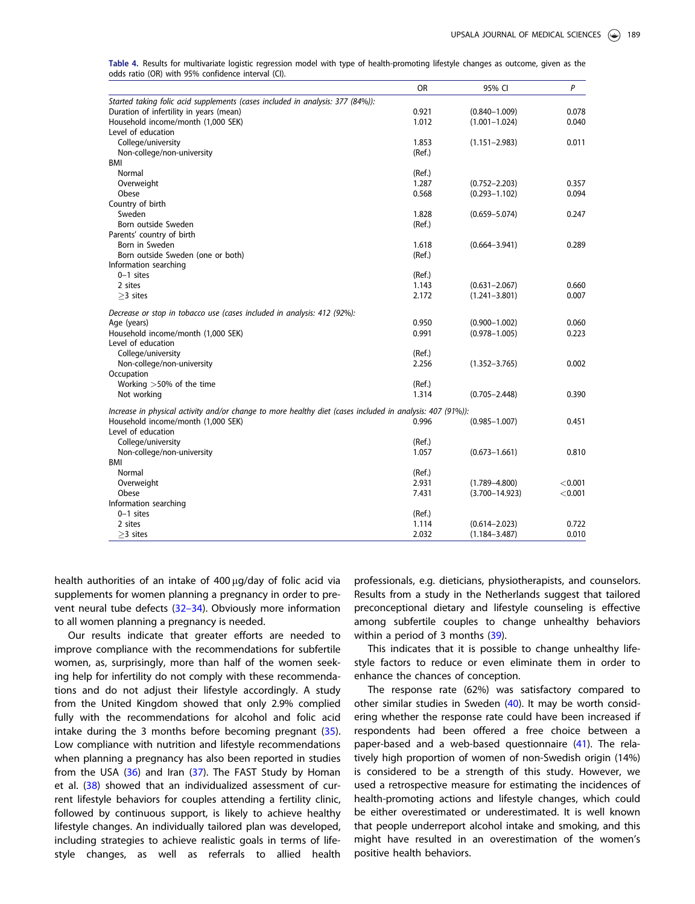**Table 4.** Results for multivariate logistic regression model with type of health-promoting lifestyle changes as outcome, given as the odds ratio (OR) with 95% confidence interval (CI).

| | OR | 95% CI | P |
|---|---|---|---|
| *Started taking folic acid supplements (cases included in analysis: 377 (84%)):* | | | |
| Duration of infertility in years (mean) | 0.921 | (0.840–1.009) | 0.078 |
| Household income/month (1,000 SEK) | 1.012 | (1.001–1.024) | 0.040 |
| Level of education | | | |
| College/university | 1.853 | (1.151–2.983) | 0.011 |
| Non-college/non-university | (Ref.) | | |
| BMI | | | |
| Normal | (Ref.) | | |
| Overweight | 1.287 | (0.752–2.203) | 0.357 |
| Obese | 0.568 | (0.293–1.102) | 0.094 |
| Country of birth | | | |
| Sweden | 1.828 | (0.659–5.074) | 0.247 |
| Born outside Sweden | (Ref.) | | |
| Parents' country of birth | | | |
| Born in Sweden | 1.618 | (0.664–3.941) | 0.289 |
| Born outside Sweden (one or both) | (Ref.) | | |
| Information searching | | | |
| 0–1 sites | (Ref.) | | |
| 2 sites | 1.143 | (0.631–2.067) | 0.660 |
| ≥3 sites | 2.172 | (1.241–3.801) | 0.007 |
| *Decrease or stop in tobacco use (cases included in analysis: 412 (92%):* | | | |
| Age (years) | 0.950 | (0.900–1.002) | 0.060 |
| Household income/month (1,000 SEK) | 0.991 | (0.978–1.005) | 0.223 |
| Level of education | | | |
| College/university | (Ref.) | | |
| Non-college/non-university | 2.256 | (1.352–3.765) | 0.002 |
| Occupation | | | |
| Working >50% of the time | (Ref.) | | |
| Not working | 1.314 | (0.705–2.448) | 0.390 |
| *Increase in physical activity and/or change to more healthy diet (cases included in analysis: 407 (91%)):* | | | |
| Household income/month (1,000 SEK) | 0.996 | (0.985–1.007) | 0.451 |
| Level of education | | | |
| College/university | (Ref.) | | |
| Non-college/non-university | 1.057 | (0.673–1.661) | 0.810 |
| BMI | | | |
| Normal | (Ref.) | | |
| Overweight | 2.931 | (1.789–4.800) | <0.001 |
| Obese | 7.431 | (3.700–14.923) | <0.001 |
| Information searching | | | |
| 0–1 sites | (Ref.) | | |
| 2 sites | 1.114 | (0.614–2.023) | 0.722 |
| ≥3 sites | 2.032 | (1.184–3.487) | 0.010 |

health authorities of an intake of 400 μg/day of folic acid via supplements for women planning a pregnancy in order to prevent neural tube defects (32–34). Obviously more information to all women planning a pregnancy is needed.

Our results indicate that greater efforts are needed to improve compliance with the recommendations for subfertile women, as, surprisingly, more than half of the women seeking help for infertility do not comply with these recommendations and do not adjust their lifestyle accordingly. A study from the United Kingdom showed that only 2.9% complied fully with the recommendations for alcohol and folic acid intake during the 3 months before becoming pregnant (35). Low compliance with nutrition and lifestyle recommendations when planning a pregnancy has also been reported in studies from the USA (36) and Iran (37). The FAST Study by Homan et al. (38) showed that an individualized assessment of current lifestyle behaviors for couples attending a fertility clinic, followed by continuous support, is likely to achieve healthy lifestyle changes. An individually tailored plan was developed, including strategies to achieve realistic goals in terms of lifestyle changes, as well as referrals to allied health professionals, e.g. dieticians, physiotherapists, and counselors. Results from a study in the Netherlands suggest that tailored preconceptional dietary and lifestyle counseling is effective among subfertile couples to change unhealthy behaviors within a period of 3 months (39).

This indicates that it is possible to change unhealthy lifestyle factors to reduce or even eliminate them in order to enhance the chances of conception.

The response rate (62%) was satisfactory compared to other similar studies in Sweden (40). It may be worth considering whether the response rate could have been increased if respondents had been offered a free choice between a paper-based and a web-based questionnaire (41). The relatively high proportion of women of non-Swedish origin (14%) is considered to be a strength of this study. However, we used a retrospective measure for estimating the incidences of health-promoting actions and lifestyle changes, which could be either overestimated or underestimated. It is well known that people underreport alcohol intake and smoking, and this might have resulted in an overestimation of the women's positive health behaviors.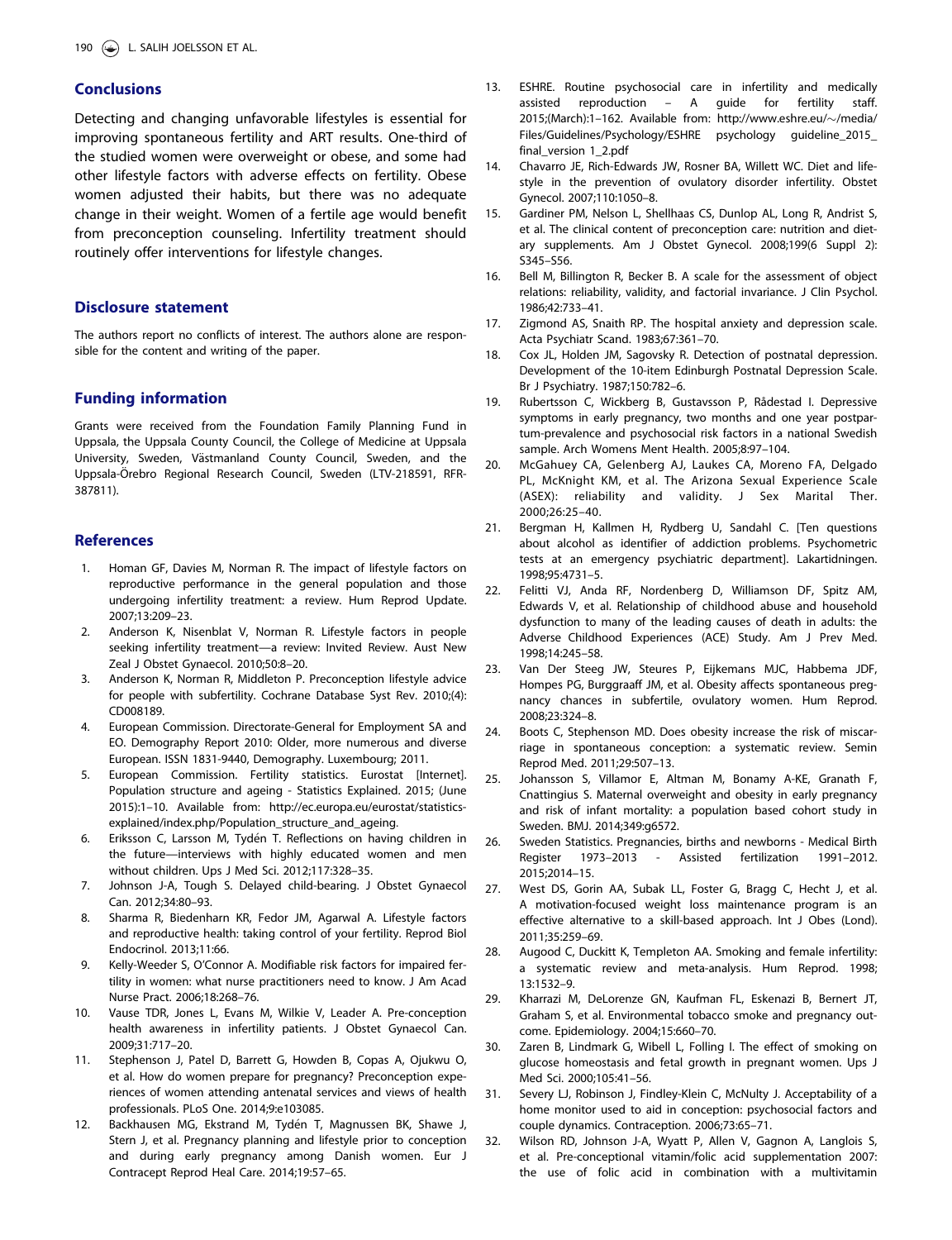## Conclusions

Detecting and changing unfavorable lifestyles is essential for improving spontaneous fertility and ART results. One-third of the studied women were overweight or obese, and some had other lifestyle factors with adverse effects on fertility. Obese women adjusted their habits, but there was no adequate change in their weight. Women of a fertile age would benefit from preconception counseling. Infertility treatment should routinely offer interventions for lifestyle changes.

## Disclosure statement

The authors report no conflicts of interest. The authors alone are responsible for the content and writing of the paper.

## Funding information

Grants were received from the Foundation Family Planning Fund in Uppsala, the Uppsala County Council, the College of Medicine at Uppsala University, Sweden, Västmanland County Council, Sweden, and the Uppsala-Örebro Regional Research Council, Sweden (LTV-218591, RFR-387811).

## References

1. Homan GF, Davies M, Norman R. The impact of lifestyle factors on reproductive performance in the general population and those undergoing infertility treatment: a review. Hum Reprod Update. 2007;13:209–23.
2. Anderson K, Nisenblat V, Norman R. Lifestyle factors in people seeking infertility treatment—a review: Invited Review. Aust New Zeal J Obstet Gynaecol. 2010;50:8–20.
3. Anderson K, Norman R, Middleton P. Preconception lifestyle advice for people with subfertility. Cochrane Database Syst Rev. 2010;(4):CD008189.
4. European Commission. Directorate-General for Employment SA and EO. Demography Report 2010: Older, more numerous and diverse European. ISSN 1831-9440, Demography. Luxembourg; 2011.
5. European Commission. Fertility statistics. Eurostat [Internet]. Population structure and ageing - Statistics Explained. 2015; (June 2015):1–10. Available from: http://ec.europa.eu/eurostat/statistics-explained/index.php/Population_structure_and_ageing.
6. Eriksson C, Larsson M, Tydén T. Reflections on having children in the future—interviews with highly educated women and men without children. Ups J Med Sci. 2012;117:328–35.
7. Johnson J-A, Tough S. Delayed child-bearing. J Obstet Gynaecol Can. 2012;34:80–93.
8. Sharma R, Biedenharn KR, Fedor JM, Agarwal A. Lifestyle factors and reproductive health: taking control of your fertility. Reprod Biol Endocrinol. 2013;11:66.
9. Kelly-Weeder S, O'Connor A. Modifiable risk factors for impaired fertility in women: what nurse practitioners need to know. J Am Acad Nurse Pract. 2006;18:268–76.
10. Vause TDR, Jones L, Evans M, Wilkie V, Leader A. Pre-conception health awareness in infertility patients. J Obstet Gynaecol Can. 2009;31:717–20.
11. Stephenson J, Patel D, Barrett G, Howden B, Copas A, Ojukwu O, et al. How do women prepare for pregnancy? Preconception experiences of women attending antenatal services and views of health professionals. PLoS One. 2014;9:e103085.
12. Backhausen MG, Ekstrand M, Tydén T, Magnussen BK, Shawe J, Stern J, et al. Pregnancy planning and lifestyle prior to conception and during early pregnancy among Danish women. Eur J Contracept Reprod Heal Care. 2014;19:57–65.
13. ESHRE. Routine psychosocial care in infertility and medically assisted reproduction – A guide for fertility staff. 2015;(March):1–162. Available from: http://www.eshre.eu/~/media/Files/Guidelines/Psychology/ESHRE psychology guideline_2015_final_version 1_2.pdf
14. Chavarro JE, Rich-Edwards JW, Rosner BA, Willett WC. Diet and lifestyle in the prevention of ovulatory disorder infertility. Obstet Gynecol. 2007;110:1050–8.
15. Gardiner PM, Nelson L, Shellhaas CS, Dunlop AL, Long R, Andrist S, et al. The clinical content of preconception care: nutrition and dietary supplements. Am J Obstet Gynecol. 2008;199(6 Suppl 2):S345–S56.
16. Bell M, Billington R, Becker B. A scale for the assessment of object relations: reliability, validity, and factorial invariance. J Clin Psychol. 1986;42:733–41.
17. Zigmond AS, Snaith RP. The hospital anxiety and depression scale. Acta Psychiatr Scand. 1983;67:361–70.
18. Cox JL, Holden JM, Sagovsky R. Detection of postnatal depression. Development of the 10-item Edinburgh Postnatal Depression Scale. Br J Psychiatry. 1987;150:782–6.
19. Rubertsson C, Wickberg B, Gustavsson P, Rådestad I. Depressive symptoms in early pregnancy, two months and one year postpartum-prevalence and psychosocial risk factors in a national Swedish sample. Arch Womens Ment Health. 2005;8:97–104.
20. McGahuey CA, Gelenberg AJ, Laukes CA, Moreno FA, Delgado PL, McKnight KM, et al. The Arizona Sexual Experience Scale (ASEX): reliability and validity. J Sex Marital Ther. 2000;26:25–40.
21. Bergman H, Kallmen H, Rydberg U, Sandahl C. [Ten questions about alcohol as identifier of addiction problems. Psychometric tests at an emergency psychiatric department]. Lakartidningen. 1998;95:4731–5.
22. Felitti VJ, Anda RF, Nordenberg D, Williamson DF, Spitz AM, Edwards V, et al. Relationship of childhood abuse and household dysfunction to many of the leading causes of death in adults: the Adverse Childhood Experiences (ACE) Study. Am J Prev Med. 1998;14:245–58.
23. Van Der Steeg JW, Steures P, Eijkemans MJC, Habbema JDF, Hompes PG, Burggraaff JM, et al. Obesity affects spontaneous pregnancy chances in subfertile, ovulatory women. Hum Reprod. 2008;23:324–8.
24. Boots C, Stephenson MD. Does obesity increase the risk of miscarriage in spontaneous conception: a systematic review. Semin Reprod Med. 2011;29:507–13.
25. Johansson S, Villamor E, Altman M, Bonamy A-KE, Granath F, Cnattingius S. Maternal overweight and obesity in early pregnancy and risk of infant mortality: a population based cohort study in Sweden. BMJ. 2014;349:g6572.
26. Sweden Statistics. Pregnancies, births and newborns - Medical Birth Register 1973–2013 - Assisted fertilization 1991–2012. 2015;2014–15.
27. West DS, Gorin AA, Subak LL, Foster G, Bragg C, Hecht J, et al. A motivation-focused weight loss maintenance program is an effective alternative to a skill-based approach. Int J Obes (Lond). 2011;35:259–69.
28. Augood C, Duckitt K, Templeton AA. Smoking and female infertility: a systematic review and meta-analysis. Hum Reprod. 1998;13:1532–9.
29. Kharrazi M, DeLorenze GN, Kaufman FL, Eskenazi B, Bernert JT, Graham S, et al. Environmental tobacco smoke and pregnancy outcome. Epidemiology. 2004;15:660–70.
30. Zaren B, Lindmark G, Wibell L, Folling I. The effect of smoking on glucose homeostasis and fetal growth in pregnant women. Ups J Med Sci. 2000;105:41–56.
31. Severy LJ, Robinson J, Findley-Klein C, McNulty J. Acceptability of a home monitor used to aid in conception: psychosocial factors and couple dynamics. Contraception. 2006;73:65–71.
32. Wilson RD, Johnson J-A, Wyatt P, Allen V, Gagnon A, Langlois S, et al. Pre-conceptional vitamin/folic acid supplementation 2007: the use of folic acid in combination with a multivitamin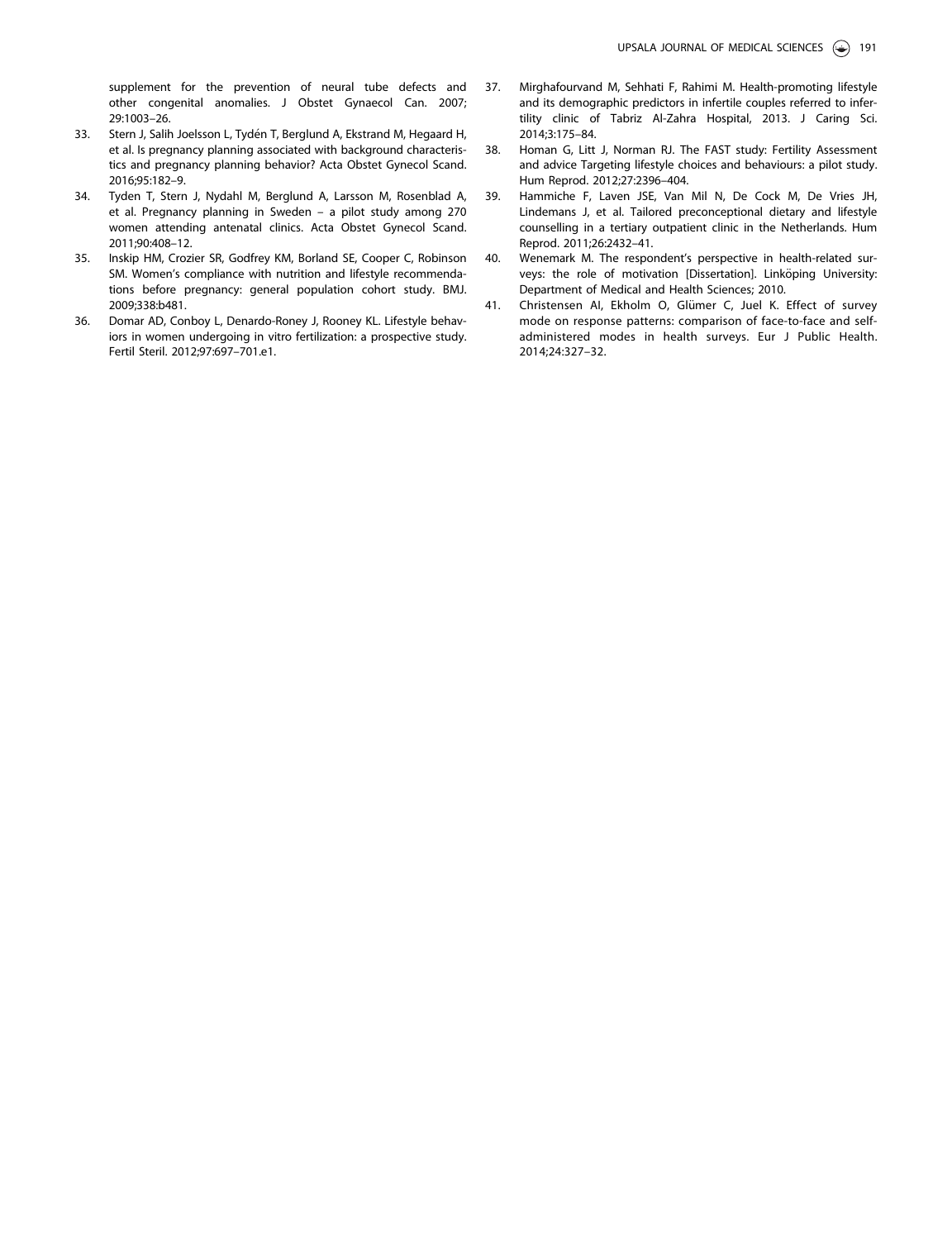supplement for the prevention of neural tube defects and other congenital anomalies. J Obstet Gynaecol Can. 2007; 29:1003–26.

33. Stern J, Salih Joelsson L, Tydén T, Berglund A, Ekstrand M, Hegaard H, et al. Is pregnancy planning associated with background characteristics and pregnancy planning behavior? Acta Obstet Gynecol Scand. 2016;95:182–9.
34. Tyden T, Stern J, Nydahl M, Berglund A, Larsson M, Rosenblad A, et al. Pregnancy planning in Sweden – a pilot study among 270 women attending antenatal clinics. Acta Obstet Gynecol Scand. 2011;90:408–12.
35. Inskip HM, Crozier SR, Godfrey KM, Borland SE, Cooper C, Robinson SM. Women's compliance with nutrition and lifestyle recommendations before pregnancy: general population cohort study. BMJ. 2009;338:b481.
36. Domar AD, Conboy L, Denardo-Roney J, Rooney KL. Lifestyle behaviors in women undergoing in vitro fertilization: a prospective study. Fertil Steril. 2012;97:697–701.e1.
37. Mirghafourvand M, Sehhati F, Rahimi M. Health-promoting lifestyle and its demographic predictors in infertile couples referred to infertility clinic of Tabriz Al-Zahra Hospital, 2013. J Caring Sci. 2014;3:175–84.
38. Homan G, Litt J, Norman RJ. The FAST study: Fertility Assessment and advice Targeting lifestyle choices and behaviours: a pilot study. Hum Reprod. 2012;27:2396–404.
39. Hammiche F, Laven JSE, Van Mil N, De Cock M, De Vries JH, Lindemans J, et al. Tailored preconceptional dietary and lifestyle counselling in a tertiary outpatient clinic in the Netherlands. Hum Reprod. 2011;26:2432–41.
40. Wenemark M. The respondent's perspective in health-related surveys: the role of motivation [Dissertation]. Linköping University: Department of Medical and Health Sciences; 2010.
41. Christensen AI, Ekholm O, Glümer C, Juel K. Effect of survey mode on response patterns: comparison of face-to-face and self-administered modes in health surveys. Eur J Public Health. 2014;24:327–32.